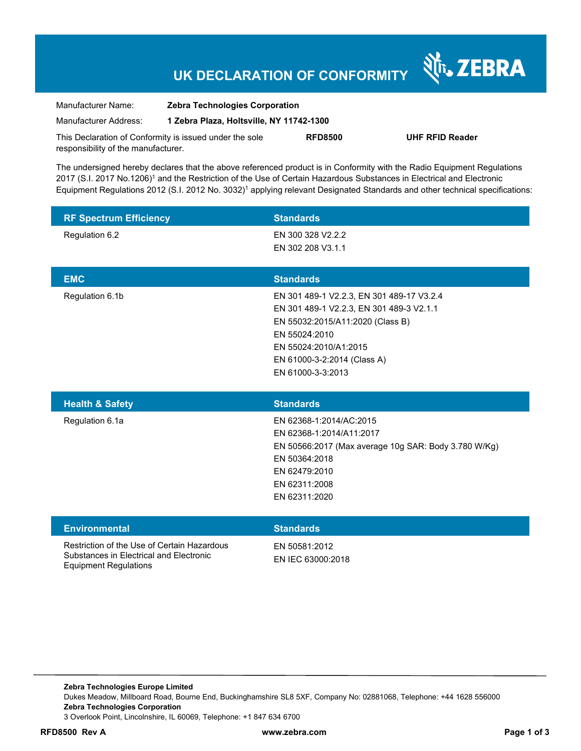# UK DECLARATION OF CONFORMITY

ZEBRA

| | |
|---|---|
| Manufacturer Name: | **Zebra Technologies Corporation** |
| Manufacturer Address: | **1 Zebra Plaza, Holtsville, NY 11742-1300** |

This Declaration of Conformity is issued under the sole responsibility of the manufacturer. **RFD8500** **UHF RFID Reader**

The undersigned hereby declares that the above referenced product is in Conformity with the Radio Equipment Regulations 2017 (S.I. 2017 No.1206)[1] and the Restriction of the Use of Certain Hazardous Substances in Electrical and Electronic Equipment Regulations 2012 (S.I. 2012 No. 3032)[1] applying relevant Designated Standards and other technical specifications:

| RF Spectrum Efficiency | Standards |
|---|---|
| Regulation 6.2 | EN 300 328 V2.2.2<br>EN 302 208 V3.1.1 |

| EMC | Standards |
|---|---|
| Regulation 6.1b | EN 301 489-1 V2.2.3, EN 301 489-17 V3.2.4<br>EN 301 489-1 V2.2.3, EN 301 489-3 V2.1.1<br>EN 55032:2015/A11:2020 (Class B)<br>EN 55024:2010<br>EN 55024:2010/A1:2015<br>EN 61000-3-2:2014 (Class A)<br>EN 61000-3-3:2013 |

| Health & Safety | Standards |
|---|---|
| Regulation 6.1a | EN 62368-1:2014/AC:2015<br>EN 62368-1:2014/A11:2017<br>EN 50566:2017 (Max average 10g SAR: Body 3.780 W/Kg)<br>EN 50364:2018<br>EN 62479:2010<br>EN 62311:2008<br>EN 62311:2020 |

| Environmental | Standards |
|---|---|
| Restriction of the Use of Certain Hazardous Substances in Electrical and Electronic Equipment Regulations | EN 50581:2012<br>EN IEC 63000:2018 |

**Zebra Technologies Europe Limited**
Dukes Meadow, Millboard Road, Bourne End, Buckinghamshire SL8 5XF, Company No: 02881068, Telephone: +44 1628 556000
**Zebra Technologies Corporation**
3 Overlook Point, Lincolnshire, IL 60069, Telephone: +1 847 634 6700

**RFD8500 Rev A** **www.zebra.com**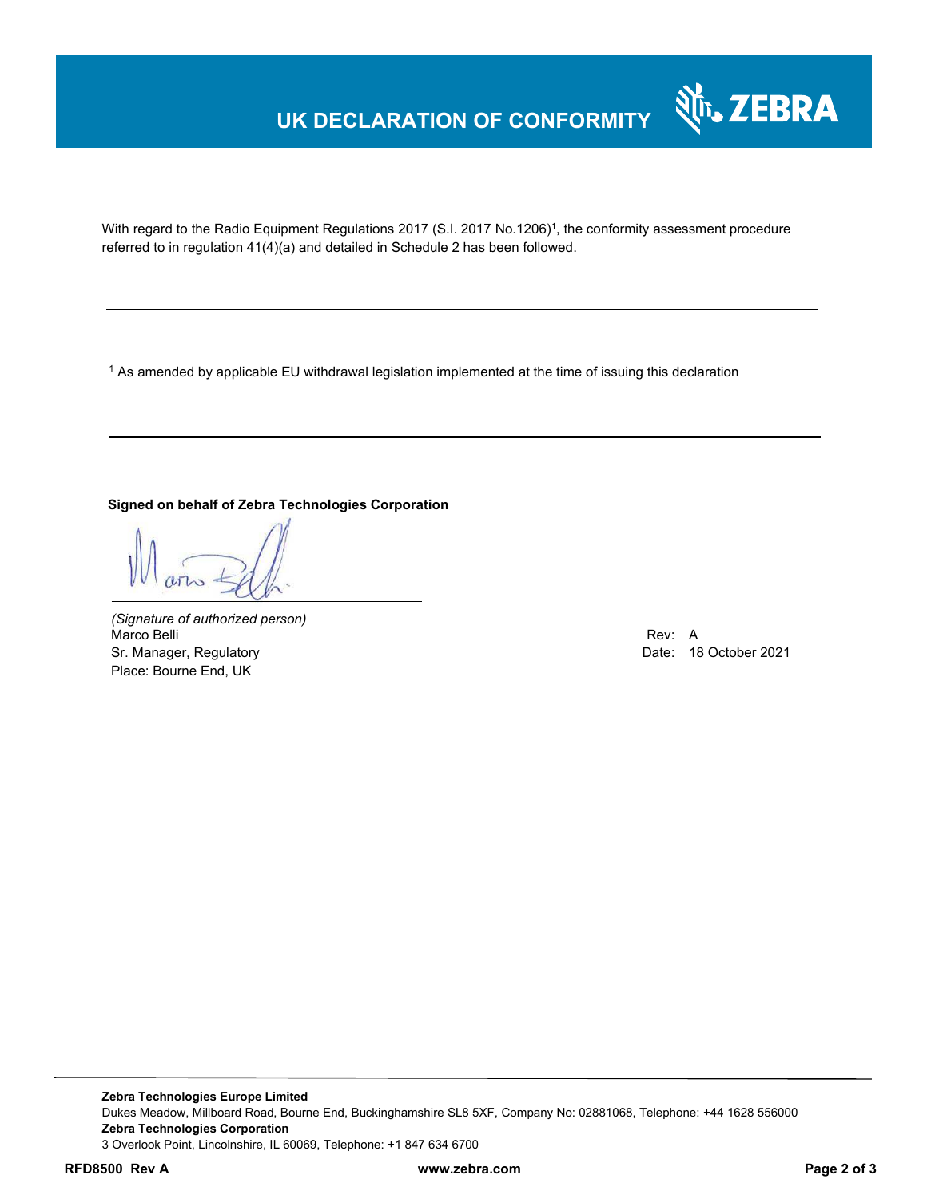# UK DECLARATION OF CONFORMITY

With regard to the Radio Equipment Regulations 2017 (S.I. 2017 No.1206)[1], the conformity assessment procedure referred to in regulation 41(4)(a) and detailed in Schedule 2 has been followed.

---

[1] As amended by applicable EU withdrawal legislation implemented at the time of issuing this declaration

---

**Signed on behalf of Zebra Technologies Corporation**

*(Signature of authorized person)*
Marco Belli
Sr. Manager, Regulatory
Place: Bourne End, UK

Rev: A
Date: 18 October 2021

---

**Zebra Technologies Europe Limited**
Dukes Meadow, Millboard Road, Bourne End, Buckinghamshire SL8 5XF, Company No: 02881068, Telephone: +44 1628 556000
**Zebra Technologies Corporation**
3 Overlook Point, Lincolnshire, IL 60069, Telephone: +1 847 634 6700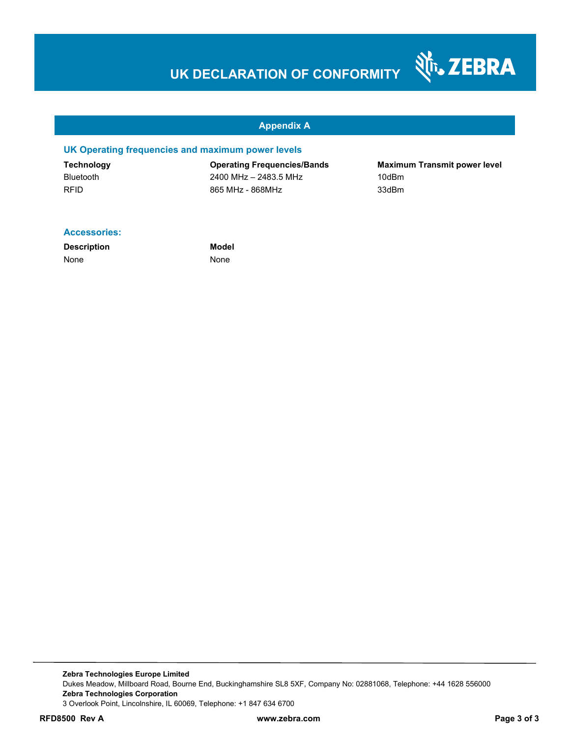# UK DECLARATION OF CONFORMITY

## Appendix A

### UK Operating frequencies and maximum power levels

| Technology | Operating Frequencies/Bands | Maximum Transmit power level |
|---|---|---|
| Bluetooth | 2400 MHz – 2483.5 MHz | 10dBm |
| RFID | 865 MHz - 868MHz | 33dBm |

### Accessories:

| Description | Model |
|---|---|
| None | None |

**Zebra Technologies Europe Limited**
Dukes Meadow, Millboard Road, Bourne End, Buckinghamshire SL8 5XF, Company No: 02881068, Telephone: +44 1628 556000
**Zebra Technologies Corporation**
3 Overlook Point, Lincolnshire, IL 60069, Telephone: +1 847 634 6700